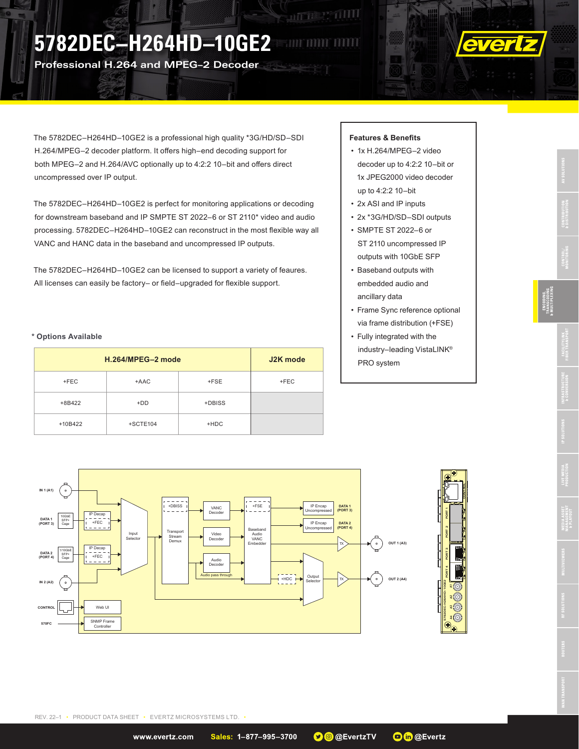# 5782DEC–H264HD–10GE2

## Professional H.264 and MPEG–2 Decoder

The 5782DEC–H264HD–10GE2 is a professional high quality *3G/HD/SD–SDI H.264/MPEG–2 decoder platform. It offers high–end decoding support for both MPEG–2 and H.264/AVC optionally up to 4:2:2 10–bit and offers direct uncompressed over IP output.

The 5782DEC–H264HD–10GE2 is perfect for monitoring applications or decoding for downstream baseband and IP SMPTE ST 2022–6 or ST 2110* video and audio processing. 5782DEC–H264HD–10GE2 can reconstruct in the most flexible way all VANC and HANC data in the baseband and uncompressed IP outputs.

The 5782DEC–H264HD–10GE2 can be licensed to support a variety of feaures. All licenses can easily be factory– or field–upgraded for flexible support.

### Features & Benefits

- 1x H.264/MPEG–2 video decoder up to 4:2:2 10–bit or 1x JPEG2000 video decoder up to 4:2:2 10–bit
- 2x ASI and IP inputs
- 2x *3G/HD/SD–SDI outputs
- SMPTE ST 2022–6 or ST 2110 uncompressed IP outputs with 10GbE SFP
- Baseband outputs with embedded audio and ancillary data
- Frame Sync reference optional via frame distribution (+FSE)
- Fully integrated with the industry–leading VistaLINK® PRO system

**\* Options Available**

| H.264/MPEG–2 mode | | | J2K mode |
|---|---|---|---|
| +FEC | +AAC | +FSE | +FEC |
| +8B422 | +DD | +DBISS | |
| +10B422 | +SCTE104 | +HDC | |

REV. 22–1 • PRODUCT DATA SHEET • EVERTZ MICROSYSTEMS LTD.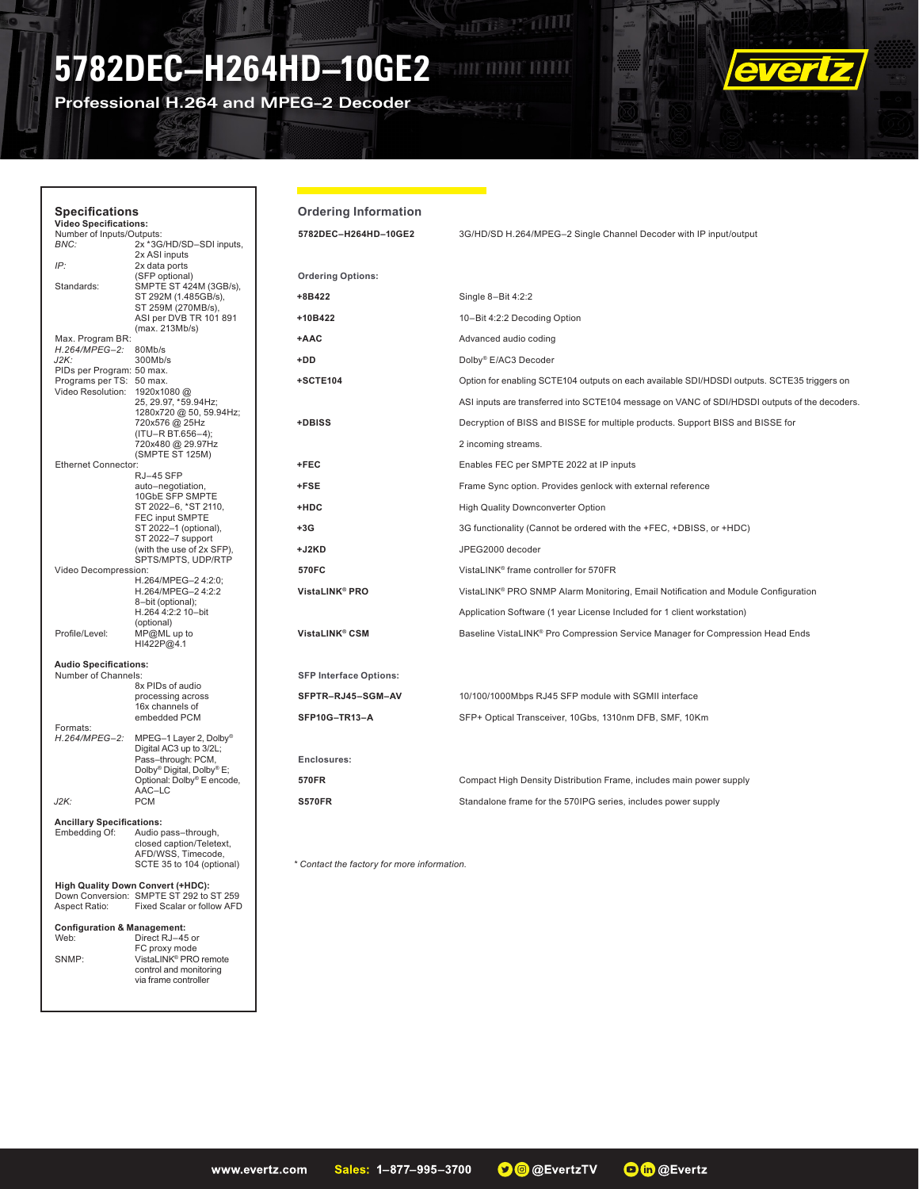# 5782DEC–H264HD–10GE2

**Professional H.264 and MPEG–2 Decoder**

## Specifications

**Video Specifications:**

Number of Inputs/Outputs:

| | |
|---|---|
| *BNC:* | 2x *3G/HD/SD–SDI inputs, 2x ASI inputs |
| *IP:* | 2x data ports (SFP optional) |
| Standards: | SMPTE ST 424M (3GB/s), ST 292M (1.485GB/s), ST 259M (270MB/s), ASI per DVB TR 101 891 (max. 213Mb/s) |

Max. Program BR:

| | |
|---|---|
| *H.264/MPEG–2:* | 80Mb/s |
| *J2K:* | 300Mb/s |
| PIDs per Program: | 50 max. |
| Programs per TS: | 50 max. |
| Video Resolution: | 1920x1080 @ 25, 29.97, *59.94Hz; 1280x720 @ 50, 59.94Hz; 720x576 @ 25Hz (ITU–R BT.656–4); 720x480 @ 29.97Hz (SMPTE ST 125M) |

Ethernet Connector:
RJ–45 SFP auto–negotiation, 10GbE SFP SMPTE ST 2022–6, *ST 2110, FEC input SMPTE ST 2022–1 (optional), ST 2022–7 support (with the use of 2x SFP), SPTS/MPTS, UDP/RTP

Video Decompression:
H.264/MPEG–2 4:2:0; H.264/MPEG–2 4:2:2 8–bit (optional); H.264 4:2:2 10–bit (optional)

| | |
|---|---|
| Profile/Level: | MP@ML up to HI422P@4.1 |

**Audio Specifications:**

Number of Channels:
8x PIDs of audio processing across 16x channels of embedded PCM

Formats:

| | |
|---|---|
| *H.264/MPEG–2:* | MPEG–1 Layer 2, Dolby® Digital AC3 up to 3/2L; Pass–through: PCM, Dolby® Digital, Dolby® E; Optional: Dolby® E encode, AAC–LC |
| *J2K:* | PCM |

**Ancillary Specifications:**

| | |
|---|---|
| Embedding Of: | Audio pass–through, closed caption/Teletext, AFD/WSS, Timecode, SCTE 35 to 104 (optional) |

**High Quality Down Convert (+HDC):**

| | |
|---|---|
| Down Conversion: | SMPTE ST 292 to ST 259 |
| Aspect Ratio: | Fixed Scalar or follow AFD |

**Configuration & Management:**

| | |
|---|---|
| Web: | Direct RJ–45 or FC proxy mode |
| SNMP: | VistaLINK® PRO remote control and monitoring via frame controller |

## Ordering Information

| | |
|---|---|
| **5782DEC–H264HD–10GE2** | 3G/HD/SD H.264/MPEG–2 Single Channel Decoder with IP input/output |

**Ordering Options:**

| | |
|---|---|
| **+8B422** | Single 8–Bit 4:2:2 |
| **+10B422** | 10–Bit 4:2:2 Decoding Option |
| **+AAC** | Advanced audio coding |
| **+DD** | Dolby® E/AC3 Decoder |
| **+SCTE104** | Option for enabling SCTE104 outputs on each available SDI/HDSDI outputs. SCTE35 triggers on ASI inputs are transferred into SCTE104 message on VANC of SDI/HDSDI outputs of the decoders. |
| **+DBISS** | Decryption of BISS and BISSE for multiple products. Support BISS and BISSE for 2 incoming streams. |
| **+FEC** | Enables FEC per SMPTE 2022 at IP inputs |
| **+FSE** | Frame Sync option. Provides genlock with external reference |
| **+HDC** | High Quality Downconverter Option |
| **+3G** | 3G functionality (Cannot be ordered with the +FEC, +DBISS, or +HDC) |
| **+J2KD** | JPEG2000 decoder |
| **570FC** | VistaLINK® frame controller for 570FR |
| **VistaLINK® PRO** | VistaLINK® PRO SNMP Alarm Monitoring, Email Notification and Module Configuration Application Software (1 year License Included for 1 client workstation) |
| **VistaLINK® CSM** | Baseline VistaLINK® Pro Compression Service Manager for Compression Head Ends |

**SFP Interface Options:**

| | |
|---|---|
| **SFPTR–RJ45–SGM–AV** | 10/100/1000Mbps RJ45 SFP module with SGMII interface |
| **SFP10G–TR13–A** | SFP+ Optical Transceiver, 10Gbs, 1310nm DFB, SMF, 10Km |

**Enclosures:**

| | |
|---|---|
| **570FR** | Compact High Density Distribution Frame, includes main power supply |
| **S570FR** | Standalone frame for the 570IPG series, includes power supply |

*\* Contact the factory for more information.*

www.evertz.com | Sales: 1–877–995–3700 | @EvertzTV | @Evertz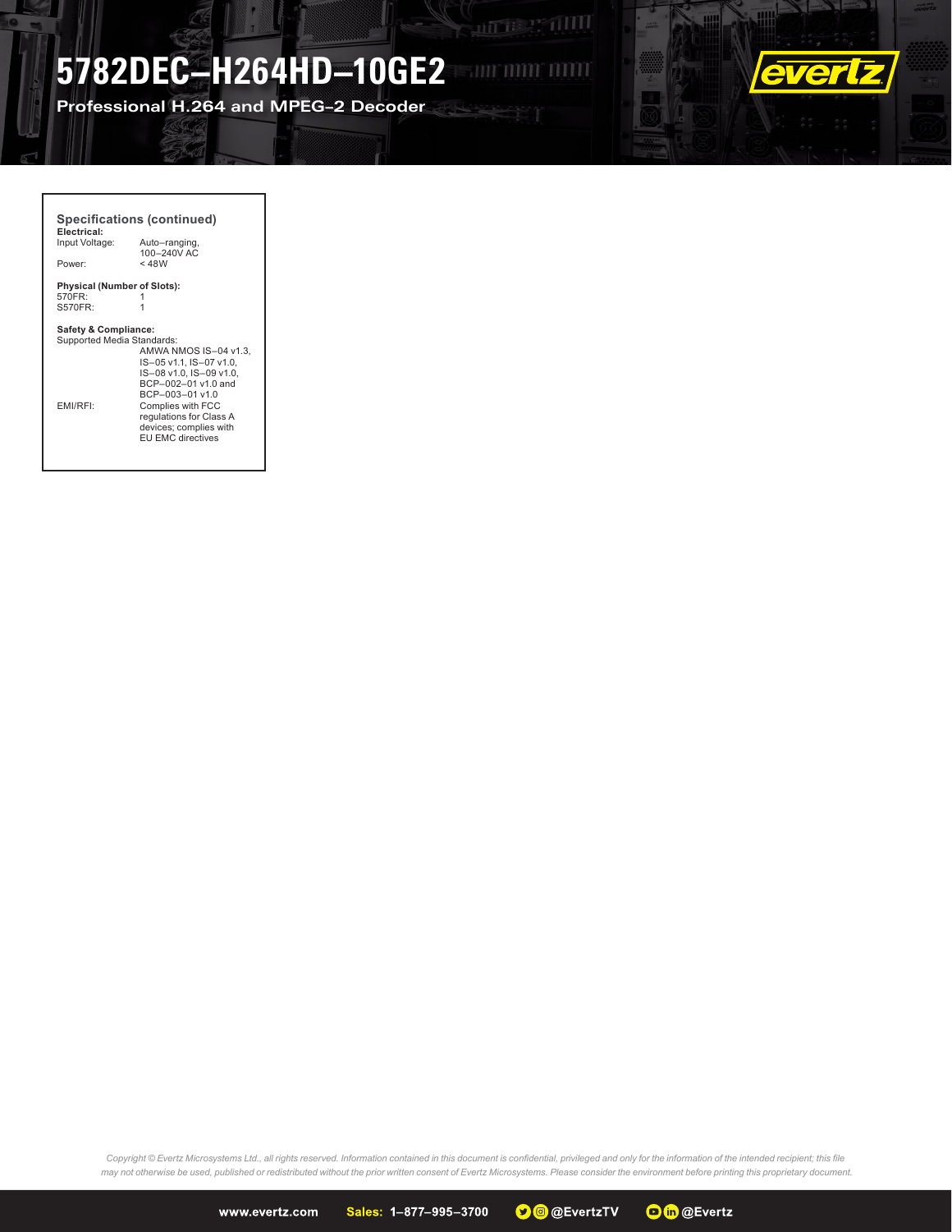## Specifications (continued)

**Electrical:**

| | |
|---|---|
| Input Voltage: | Auto–ranging, 100–240V AC |
| Power: | < 48W |

**Physical (Number of Slots):**

| | |
|---|---|
| 570FR: | 1 |
| S570FR: | 1 |

**Safety & Compliance:**

| | |
|---|---|
| Supported Media Standards: | |
| | AMWA NMOS IS–04 v1.3, IS–05 v1.1, IS–07 v1.0, IS–08 v1.0, IS–09 v1.0, BCP–002–01 v1.0 and BCP–003–01 v1.0 |
| EMI/RFI: | Complies with FCC regulations for Class A devices; complies with EU EMC directives |

*Copyright © Evertz Microsystems Ltd., all rights reserved. Information contained in this document is confidential, privileged and only for the information of the intended recipient; this file may not otherwise be used, published or redistributed without the prior written consent of Evertz Microsystems. Please consider the environment before printing this proprietary document.*